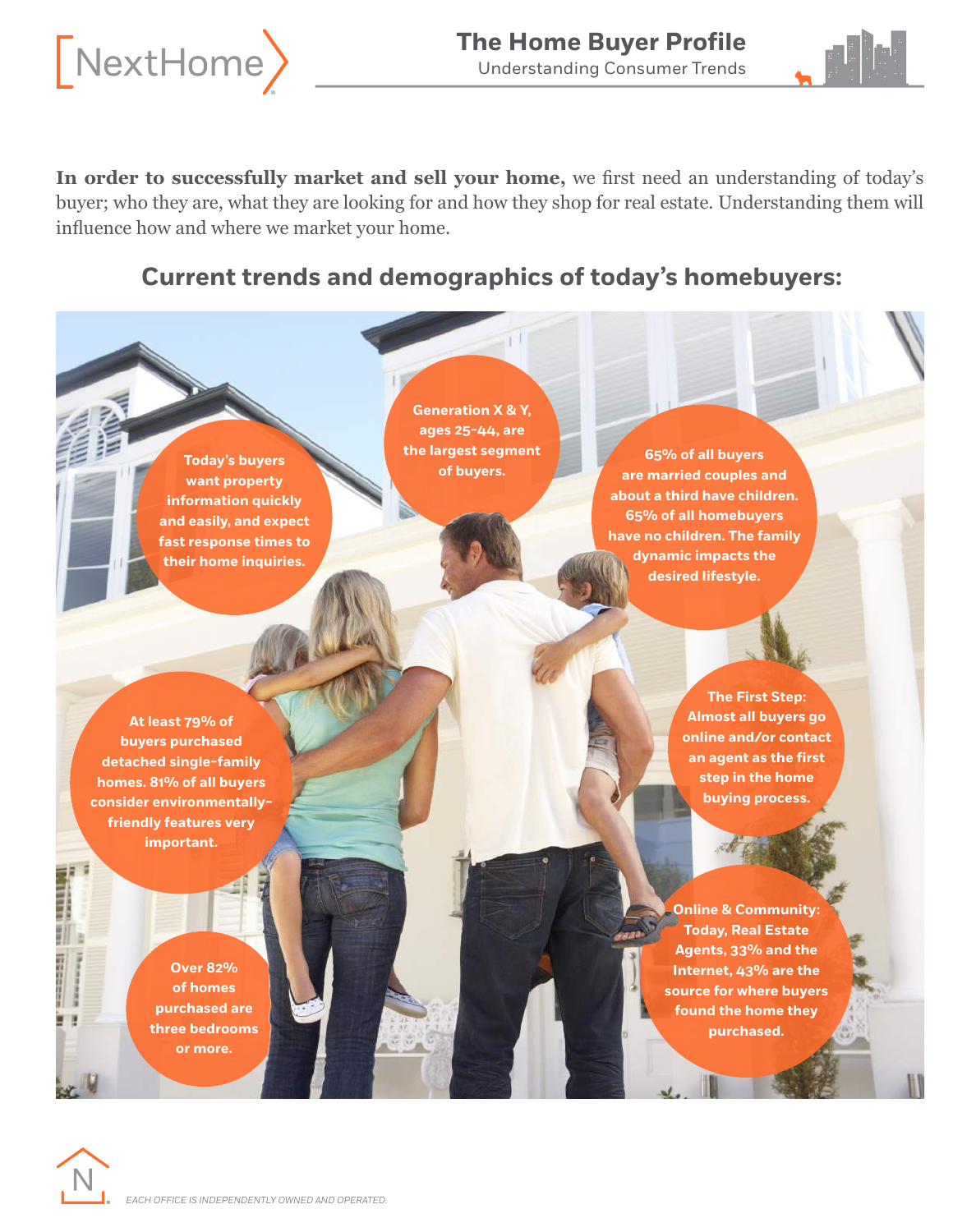# The Home Buyer Profile

Understanding Consumer Trends

**In order to successfully market and sell your home,** we first need an understanding of today's buyer; who they are, what they are looking for and how they shop for real estate. Understanding them will influence how and where we market your home.

## Current trends and demographics of today's homebuyers:

**Today's buyers want property information quickly and easily, and expect fast response times to their home inquiries.**

**Generation X & Y, ages 25-44, are the largest segment of buyers.**

**65% of all buyers are married couples and about a third have children. 65% of all homebuyers have no children. The family dynamic impacts the desired lifestyle.**

**At least 79% of buyers purchased detached single-family homes. 81% of all buyers consider environmentally-friendly features very important.**

**The First Step: Almost all buyers go online and/or contact an agent as the first step in the home buying process.**

**Over 82% of homes purchased are three bedrooms or more.**

**Online & Community: Today, Real Estate Agents, 33% and the Internet, 43% are the source for where buyers found the home they purchased.**

*EACH OFFICE IS INDEPENDENTLY OWNED AND OPERATED.*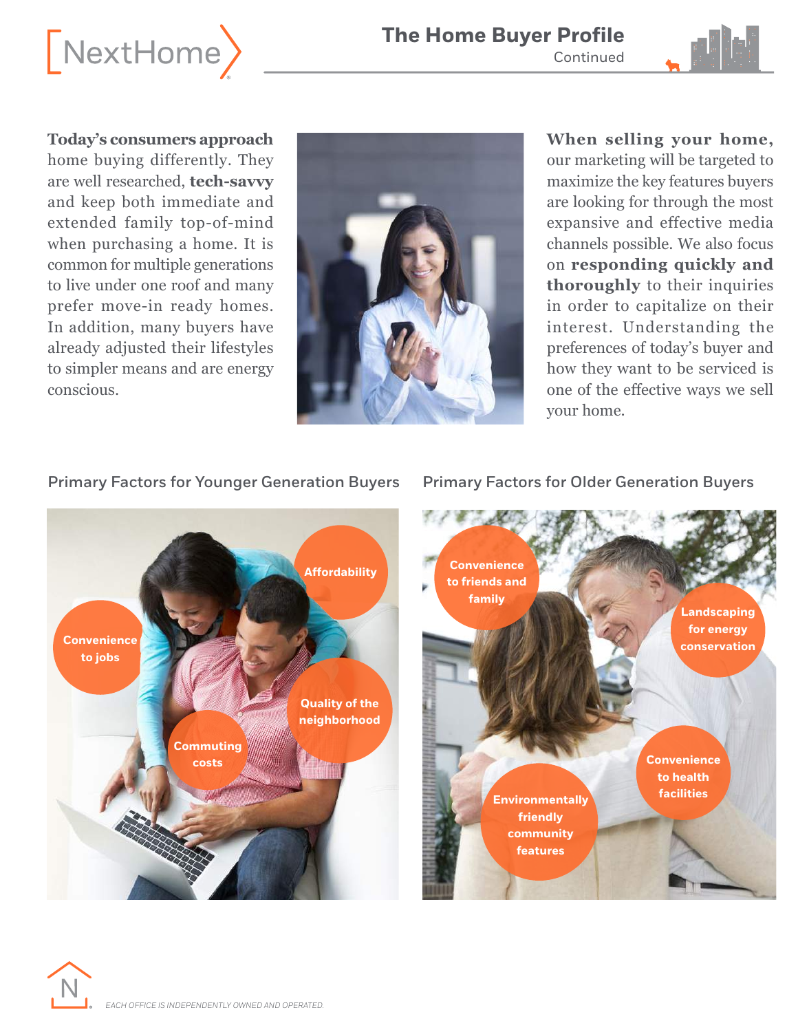# The Home Buyer Profile

Continued

**Today's consumers approach** home buying differently. They are well researched, **tech-savvy** and keep both immediate and extended family top-of-mind when purchasing a home. It is common for multiple generations to live under one roof and many prefer move-in ready homes. In addition, many buyers have already adjusted their lifestyles to simpler means and are energy conscious.

**When selling your home,** our marketing will be targeted to maximize the key features buyers are looking for through the most expansive and effective media channels possible. We also focus on **responding quickly and thoroughly** to their inquiries in order to capitalize on their interest. Understanding the preferences of today's buyer and how they want to be serviced is one of the effective ways we sell your home.

## Primary Factors for Younger Generation Buyers

- Affordability
- Convenience to jobs
- Quality of the neighborhood
- Commuting costs

## Primary Factors for Older Generation Buyers

- Convenience to friends and family
- Landscaping for energy conservation
- Convenience to health facilities
- Environmentally friendly community features

*EACH OFFICE IS INDEPENDENTLY OWNED AND OPERATED.*